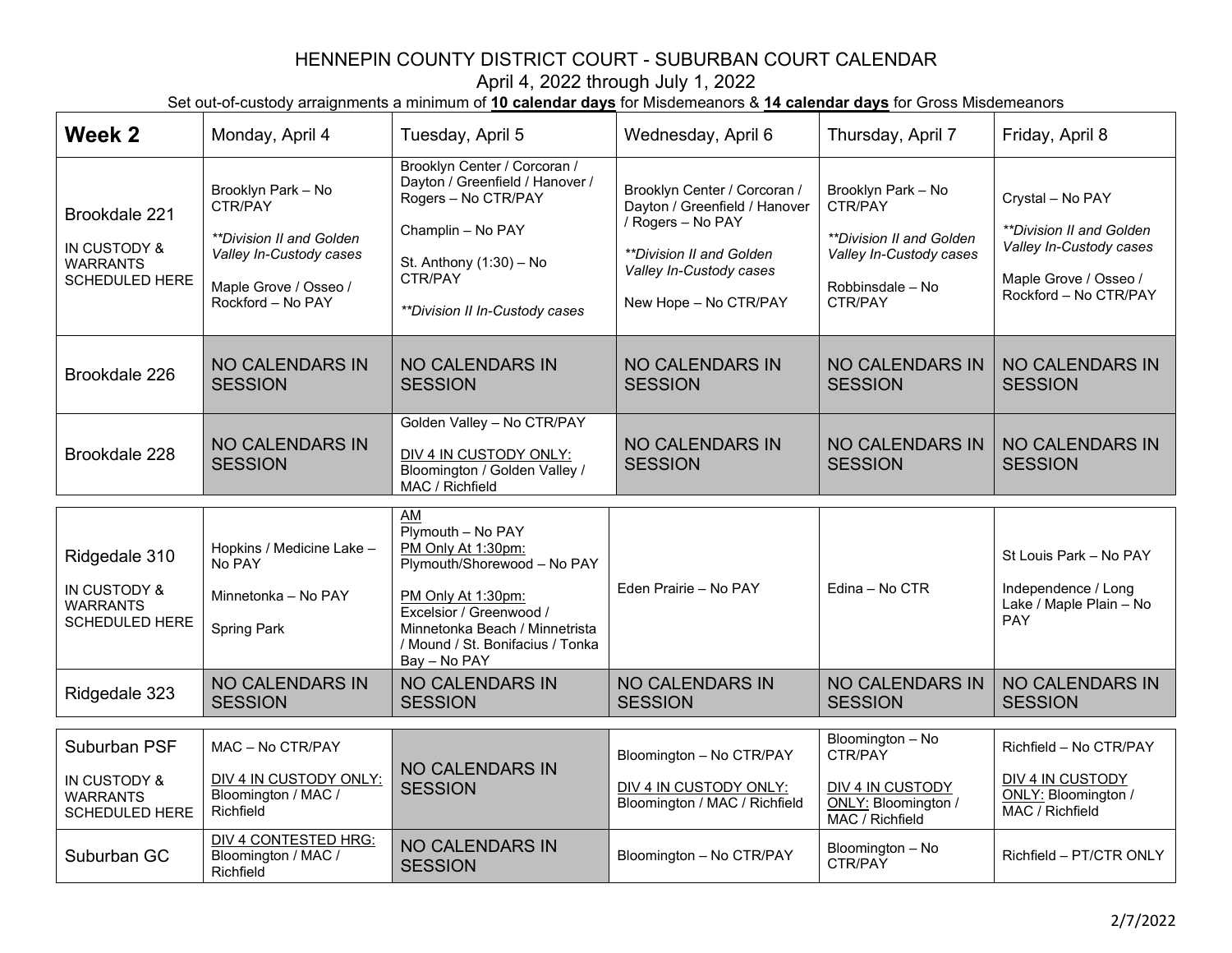# HENNEPIN COUNTY DISTRICT COURT - SUBURBAN COURT CALENDAR

April 4, 2022 through July 1, 2022

Set out-of-custody arraignments a minimum of **10 calendar days** for Misdemeanors & **14 calendar days** for Gross Misdemeanors

| **Week 2** | Monday, April 4 | Tuesday, April 5 | Wednesday, April 6 | Thursday, April 7 | Friday, April 8 |
|---|---|---|---|---|---|
| Brookdale 221<br><br>IN CUSTODY & WARRANTS SCHEDULED HERE | Brooklyn Park – No CTR/PAY<br><br>*\*\*Division II and Golden Valley In-Custody cases*<br><br>Maple Grove / Osseo / Rockford – No PAY | Brooklyn Center / Corcoran / Dayton / Greenfield / Hanover / Rogers – No CTR/PAY<br><br>Champlin – No PAY<br><br>St. Anthony (1:30) – No CTR/PAY<br><br>*\*\*Division II In-Custody cases* | Brooklyn Center / Corcoran / Dayton / Greenfield / Hanover / Rogers – No PAY<br><br>*\*\*Division II and Golden Valley In-Custody cases*<br><br>New Hope – No CTR/PAY | Brooklyn Park – No CTR/PAY<br><br>*\*\*Division II and Golden Valley In-Custody cases*<br><br>Robbinsdale – No CTR/PAY | Crystal – No PAY<br><br>*\*\*Division II and Golden Valley In-Custody cases*<br><br>Maple Grove / Osseo / Rockford – No CTR/PAY |
| Brookdale 226 | NO CALENDARS IN SESSION | NO CALENDARS IN SESSION | NO CALENDARS IN SESSION | NO CALENDARS IN SESSION | NO CALENDARS IN SESSION |
| Brookdale 228 | NO CALENDARS IN SESSION | Golden Valley – No CTR/PAY<br><br><u>DIV 4 IN CUSTODY ONLY:</u> Bloomington / Golden Valley / MAC / Richfield | NO CALENDARS IN SESSION | NO CALENDARS IN SESSION | NO CALENDARS IN SESSION |
| Ridgedale 310<br><br>IN CUSTODY & WARRANTS SCHEDULED HERE | Hopkins / Medicine Lake – No PAY<br><br>Minnetonka – No PAY<br><br>Spring Park | <u>AM</u><br>Plymouth – No PAY<br><u>PM Only At 1:30pm:</u><br>Plymouth/Shorewood – No PAY<br><br><u>PM Only At 1:30pm:</u><br>Excelsior / Greenwood / Minnetonka Beach / Minnetrista / Mound / St. Bonifacius / Tonka Bay – No PAY | Eden Prairie – No PAY | Edina – No CTR | St Louis Park – No PAY<br><br>Independence / Long Lake / Maple Plain – No PAY |
| Ridgedale 323 | NO CALENDARS IN SESSION | NO CALENDARS IN SESSION | NO CALENDARS IN SESSION | NO CALENDARS IN SESSION | NO CALENDARS IN SESSION |
| Suburban PSF<br><br>IN CUSTODY & WARRANTS SCHEDULED HERE | MAC – No CTR/PAY<br><br><u>DIV 4 IN CUSTODY ONLY:</u> Bloomington / MAC / Richfield | NO CALENDARS IN SESSION | Bloomington – No CTR/PAY<br><br><u>DIV 4 IN CUSTODY ONLY:</u> Bloomington / MAC / Richfield | Bloomington – No CTR/PAY<br><br><u>DIV 4 IN CUSTODY ONLY:</u> Bloomington / MAC / Richfield | Richfield – No CTR/PAY<br><br><u>DIV 4 IN CUSTODY ONLY:</u> Bloomington / MAC / Richfield |
| Suburban GC | <u>DIV 4 CONTESTED HRG:</u> Bloomington / MAC / Richfield | NO CALENDARS IN SESSION | Bloomington – No CTR/PAY | Bloomington – No CTR/PAY | Richfield – PT/CTR ONLY |

2/7/2022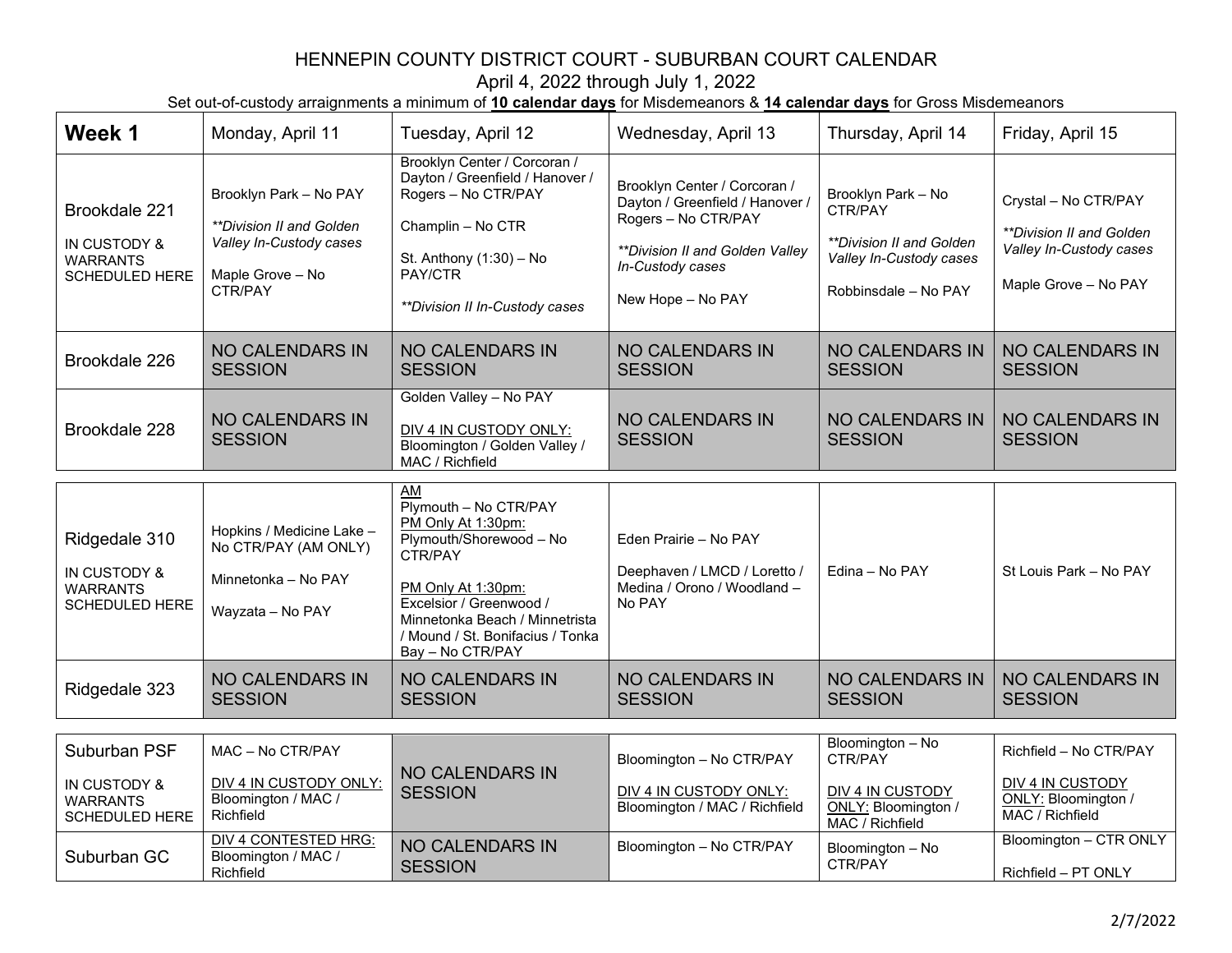# HENNEPIN COUNTY DISTRICT COURT - SUBURBAN COURT CALENDAR

April 4, 2022 through July 1, 2022

Set out-of-custody arraignments a minimum of **10 calendar days** for Misdemeanors & **14 calendar days** for Gross Misdemeanors

| **Week 1** | Monday, April 11 | Tuesday, April 12 | Wednesday, April 13 | Thursday, April 14 | Friday, April 15 |
|---|---|---|---|---|---|
| Brookdale 221<br><br>IN CUSTODY & WARRANTS SCHEDULED HERE | Brooklyn Park – No PAY<br><br>*\*\*Division II and Golden Valley In-Custody cases*<br><br>Maple Grove – No CTR/PAY | Brooklyn Center / Corcoran / Dayton / Greenfield / Hanover / Rogers – No CTR/PAY<br><br>Champlin – No CTR<br><br>St. Anthony (1:30) – No PAY/CTR<br><br>*\*\*Division II In-Custody cases* | Brooklyn Center / Corcoran / Dayton / Greenfield / Hanover / Rogers – No CTR/PAY<br><br>*\*\*Division II and Golden Valley In-Custody cases*<br><br>New Hope – No PAY | Brooklyn Park – No CTR/PAY<br><br>*\*\*Division II and Golden Valley In-Custody cases*<br><br>Robbinsdale – No PAY | Crystal – No CTR/PAY<br><br>*\*\*Division II and Golden Valley In-Custody cases*<br><br>Maple Grove – No PAY |
| Brookdale 226 | NO CALENDARS IN SESSION | NO CALENDARS IN SESSION | NO CALENDARS IN SESSION | NO CALENDARS IN SESSION | NO CALENDARS IN SESSION |
| Brookdale 228 | NO CALENDARS IN SESSION | Golden Valley – No PAY<br><br><u>DIV 4 IN CUSTODY ONLY:</u> Bloomington / Golden Valley / MAC / Richfield | NO CALENDARS IN SESSION | NO CALENDARS IN SESSION | NO CALENDARS IN SESSION |
| Ridgedale 310<br><br>IN CUSTODY & WARRANTS SCHEDULED HERE | Hopkins / Medicine Lake – No CTR/PAY (AM ONLY)<br><br>Minnetonka – No PAY<br><br>Wayzata – No PAY | <u>AM</u><br>Plymouth – No CTR/PAY<br><u>PM Only At 1:30pm:</u><br>Plymouth/Shorewood – No CTR/PAY<br><br><u>PM Only At 1:30pm:</u><br>Excelsior / Greenwood / Minnetonka Beach / Minnetrista / Mound / St. Bonifacius / Tonka Bay – No CTR/PAY | Eden Prairie – No PAY<br><br>Deephaven / LMCD / Loretto / Medina / Orono / Woodland – No PAY | Edina – No PAY | St Louis Park – No PAY |
| Ridgedale 323 | NO CALENDARS IN SESSION | NO CALENDARS IN SESSION | NO CALENDARS IN SESSION | NO CALENDARS IN SESSION | NO CALENDARS IN SESSION |
| Suburban PSF<br><br>IN CUSTODY & WARRANTS SCHEDULED HERE | MAC – No CTR/PAY<br><br><u>DIV 4 IN CUSTODY ONLY:</u> Bloomington / MAC / Richfield | NO CALENDARS IN SESSION | Bloomington – No CTR/PAY<br><br><u>DIV 4 IN CUSTODY ONLY:</u> Bloomington / MAC / Richfield | Bloomington – No CTR/PAY<br><br><u>DIV 4 IN CUSTODY ONLY:</u> Bloomington / MAC / Richfield | Richfield – No CTR/PAY<br><br><u>DIV 4 IN CUSTODY ONLY:</u> Bloomington / MAC / Richfield |
| Suburban GC | <u>DIV 4 CONTESTED HRG:</u> Bloomington / MAC / Richfield | NO CALENDARS IN SESSION | Bloomington – No CTR/PAY | Bloomington – No CTR/PAY | Bloomington – CTR ONLY<br><br>Richfield – PT ONLY |

2/7/2022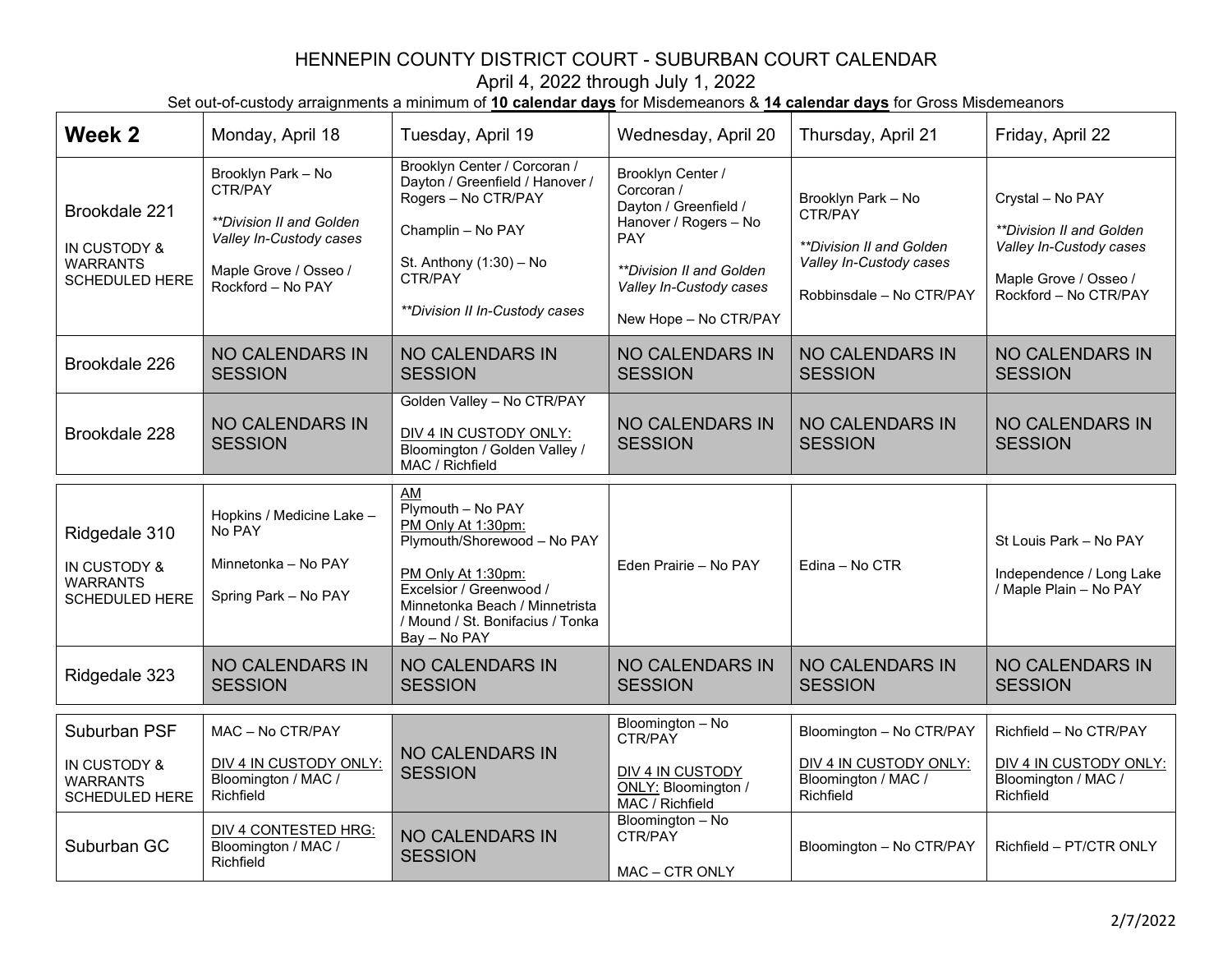# HENNEPIN COUNTY DISTRICT COURT - SUBURBAN COURT CALENDAR

April 4, 2022 through July 1, 2022

Set out-of-custody arraignments a minimum of **10 calendar days** for Misdemeanors & **14 calendar days** for Gross Misdemeanors

| **Week 2** | Monday, April 18 | Tuesday, April 19 | Wednesday, April 20 | Thursday, April 21 | Friday, April 22 |
|---|---|---|---|---|---|
| Brookdale 221<br><br>IN CUSTODY & WARRANTS SCHEDULED HERE | Brooklyn Park – No CTR/PAY<br><br>*\*\*Division II and Golden Valley In-Custody cases*<br><br>Maple Grove / Osseo / Rockford – No PAY | Brooklyn Center / Corcoran / Dayton / Greenfield / Hanover / Rogers – No CTR/PAY<br><br>Champlin – No PAY<br><br>St. Anthony (1:30) – No CTR/PAY<br><br>*\*\*Division II In-Custody cases* | Brooklyn Center / Corcoran / Dayton / Greenfield / Hanover / Rogers – No PAY<br><br>*\*\*Division II and Golden Valley In-Custody cases*<br><br>New Hope – No CTR/PAY | Brooklyn Park – No CTR/PAY<br><br>*\*\*Division II and Golden Valley In-Custody cases*<br><br>Robbinsdale – No CTR/PAY | Crystal – No PAY<br><br>*\*\*Division II and Golden Valley In-Custody cases*<br><br>Maple Grove / Osseo / Rockford – No CTR/PAY |
| Brookdale 226 | NO CALENDARS IN SESSION | NO CALENDARS IN SESSION | NO CALENDARS IN SESSION | NO CALENDARS IN SESSION | NO CALENDARS IN SESSION |
| Brookdale 228 | NO CALENDARS IN SESSION | Golden Valley – No CTR/PAY<br><br><u>DIV 4 IN CUSTODY ONLY:</u> Bloomington / Golden Valley / MAC / Richfield | NO CALENDARS IN SESSION | NO CALENDARS IN SESSION | NO CALENDARS IN SESSION |
| Ridgedale 310<br><br>IN CUSTODY & WARRANTS SCHEDULED HERE | Hopkins / Medicine Lake – No PAY<br><br>Minnetonka – No PAY<br><br>Spring Park – No PAY | <u>AM</u><br>Plymouth – No PAY<br><u>PM Only At 1:30pm:</u><br>Plymouth/Shorewood – No PAY<br><br><u>PM Only At 1:30pm:</u><br>Excelsior / Greenwood / Minnetonka Beach / Minnetrista / Mound / St. Bonifacius / Tonka Bay – No PAY | Eden Prairie – No PAY | Edina – No CTR | St Louis Park – No PAY<br><br>Independence / Long Lake / Maple Plain – No PAY |
| Ridgedale 323 | NO CALENDARS IN SESSION | NO CALENDARS IN SESSION | NO CALENDARS IN SESSION | NO CALENDARS IN SESSION | NO CALENDARS IN SESSION |
| Suburban PSF<br><br>IN CUSTODY & WARRANTS SCHEDULED HERE | MAC – No CTR/PAY<br><br><u>DIV 4 IN CUSTODY ONLY:</u> Bloomington / MAC / Richfield | NO CALENDARS IN SESSION | Bloomington – No CTR/PAY<br><br><u>DIV 4 IN CUSTODY ONLY:</u> Bloomington / MAC / Richfield | Bloomington – No CTR/PAY<br><br><u>DIV 4 IN CUSTODY ONLY:</u> Bloomington / MAC / Richfield | Richfield – No CTR/PAY<br><br><u>DIV 4 IN CUSTODY ONLY:</u> Bloomington / MAC / Richfield |
| Suburban GC | <u>DIV 4 CONTESTED HRG:</u> Bloomington / MAC / Richfield | NO CALENDARS IN SESSION | Bloomington – No CTR/PAY<br><br>MAC – CTR ONLY | Bloomington – No CTR/PAY | Richfield – PT/CTR ONLY |

2/7/2022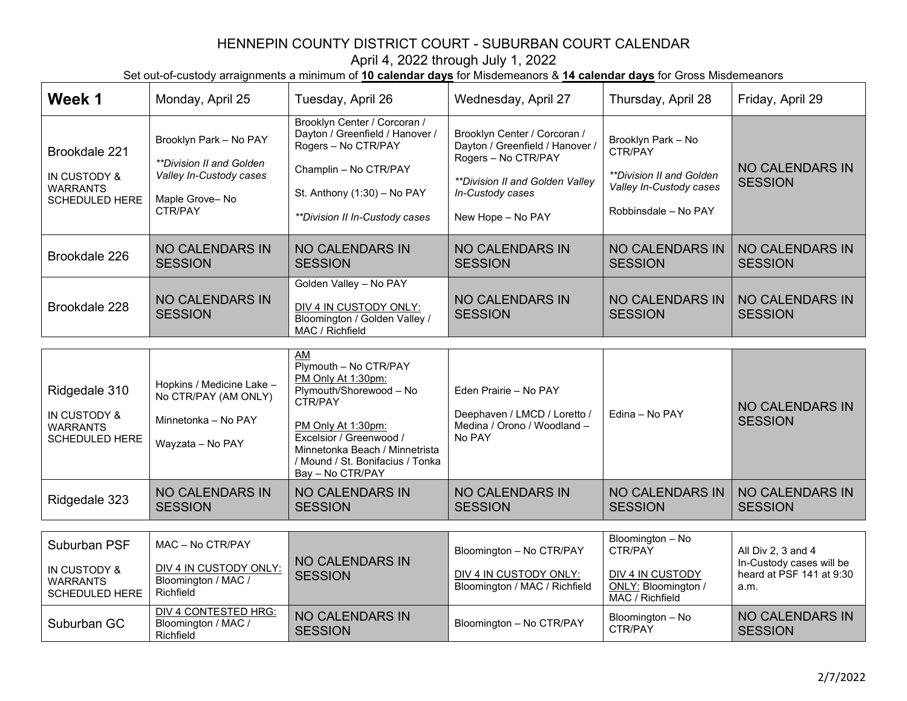# HENNEPIN COUNTY DISTRICT COURT - SUBURBAN COURT CALENDAR

April 4, 2022 through July 1, 2022

Set out-of-custody arraignments a minimum of **10 calendar days** for Misdemeanors & **14 calendar days** for Gross Misdemeanors

| **Week 1** | Monday, April 25 | Tuesday, April 26 | Wednesday, April 27 | Thursday, April 28 | Friday, April 29 |
|---|---|---|---|---|---|
| Brookdale 221<br><br>IN CUSTODY & WARRANTS SCHEDULED HERE | Brooklyn Park – No PAY<br><br>*\*\*Division II and Golden Valley In-Custody cases*<br><br>Maple Grove– No CTR/PAY | Brooklyn Center / Corcoran / Dayton / Greenfield / Hanover / Rogers – No CTR/PAY<br><br>Champlin – No CTR/PAY<br><br>St. Anthony (1:30) – No PAY<br><br>*\*\*Division II In-Custody cases* | Brooklyn Center / Corcoran / Dayton / Greenfield / Hanover / Rogers – No CTR/PAY<br><br>*\*\*Division II and Golden Valley In-Custody cases*<br><br>New Hope – No PAY | Brooklyn Park – No CTR/PAY<br><br>*\*\*Division II and Golden Valley In-Custody cases*<br><br>Robbinsdale – No PAY | NO CALENDARS IN SESSION |
| Brookdale 226 | NO CALENDARS IN SESSION | NO CALENDARS IN SESSION | NO CALENDARS IN SESSION | NO CALENDARS IN SESSION | NO CALENDARS IN SESSION |
| Brookdale 228 | NO CALENDARS IN SESSION | Golden Valley – No PAY<br><br>DIV 4 IN CUSTODY ONLY: Bloomington / Golden Valley / MAC / Richfield | NO CALENDARS IN SESSION | NO CALENDARS IN SESSION | NO CALENDARS IN SESSION |
| Ridgedale 310<br><br>IN CUSTODY & WARRANTS SCHEDULED HERE | Hopkins / Medicine Lake – No CTR/PAY (AM ONLY)<br><br>Minnetonka – No PAY<br><br>Wayzata – No PAY | AM<br>Plymouth – No CTR/PAY<br>PM Only At 1:30pm:<br>Plymouth/Shorewood – No CTR/PAY<br><br>PM Only At 1:30pm:<br>Excelsior / Greenwood / Minnetonka Beach / Minnetrista / Mound / St. Bonifacius / Tonka Bay – No CTR/PAY | Eden Prairie – No PAY<br><br>Deephaven / LMCD / Loretto / Medina / Orono / Woodland – No PAY | Edina – No PAY | NO CALENDARS IN SESSION |
| Ridgedale 323 | NO CALENDARS IN SESSION | NO CALENDARS IN SESSION | NO CALENDARS IN SESSION | NO CALENDARS IN SESSION | NO CALENDARS IN SESSION |
| Suburban PSF<br><br>IN CUSTODY & WARRANTS SCHEDULED HERE | MAC – No CTR/PAY<br><br>DIV 4 IN CUSTODY ONLY: Bloomington / MAC / Richfield | NO CALENDARS IN SESSION | Bloomington – No CTR/PAY<br><br>DIV 4 IN CUSTODY ONLY: Bloomington / MAC / Richfield | Bloomington – No CTR/PAY<br><br>DIV 4 IN CUSTODY ONLY: Bloomington / MAC / Richfield | All Div 2, 3 and 4 In-Custody cases will be heard at PSF 141 at 9:30 a.m. |
| Suburban GC | DIV 4 CONTESTED HRG: Bloomington / MAC / Richfield | NO CALENDARS IN SESSION | Bloomington – No CTR/PAY | Bloomington – No CTR/PAY | NO CALENDARS IN SESSION |

2/7/2022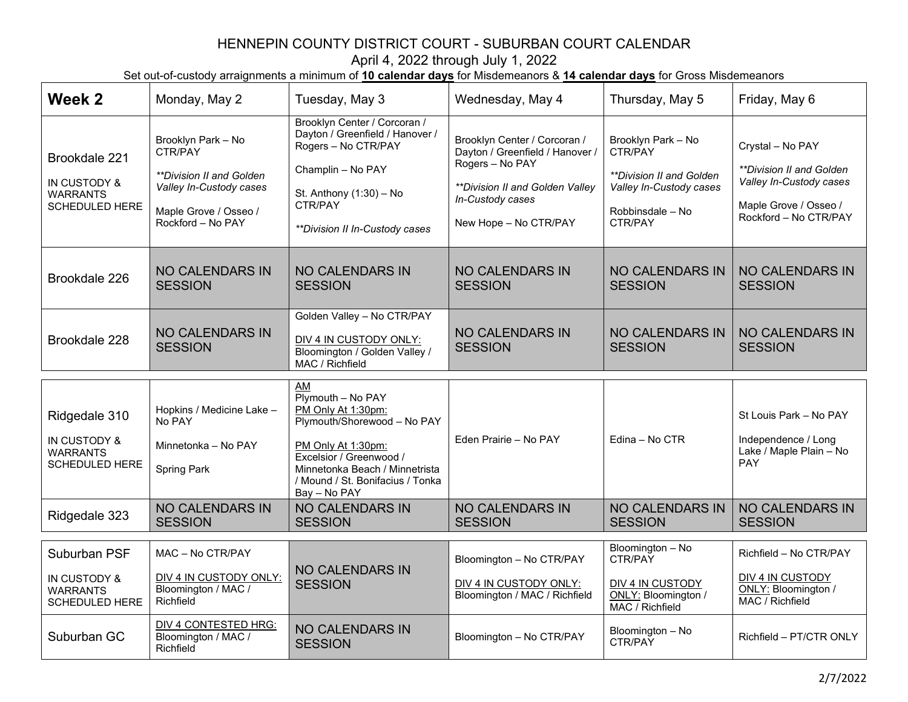# HENNEPIN COUNTY DISTRICT COURT - SUBURBAN COURT CALENDAR

April 4, 2022 through July 1, 2022

Set out-of-custody arraignments a minimum of **10 calendar days** for Misdemeanors & **14 calendar days** for Gross Misdemeanors

| **Week 2** | Monday, May 2 | Tuesday, May 3 | Wednesday, May 4 | Thursday, May 5 | Friday, May 6 |
|---|---|---|---|---|---|
| Brookdale 221<br><br>IN CUSTODY & WARRANTS SCHEDULED HERE | Brooklyn Park – No CTR/PAY<br><br>*\*\*Division II and Golden Valley In-Custody cases*<br><br>Maple Grove / Osseo / Rockford – No PAY | Brooklyn Center / Corcoran / Dayton / Greenfield / Hanover / Rogers – No CTR/PAY<br><br>Champlin – No PAY<br><br>St. Anthony (1:30) – No CTR/PAY<br><br>*\*\*Division II In-Custody cases* | Brooklyn Center / Corcoran / Dayton / Greenfield / Hanover / Rogers – No PAY<br><br>*\*\*Division II and Golden Valley In-Custody cases*<br><br>New Hope – No CTR/PAY | Brooklyn Park – No CTR/PAY<br><br>*\*\*Division II and Golden Valley In-Custody cases*<br><br>Robbinsdale – No CTR/PAY | Crystal – No PAY<br><br>*\*\*Division II and Golden Valley In-Custody cases*<br><br>Maple Grove / Osseo / Rockford – No CTR/PAY |
| Brookdale 226 | NO CALENDARS IN SESSION | NO CALENDARS IN SESSION | NO CALENDARS IN SESSION | NO CALENDARS IN SESSION | NO CALENDARS IN SESSION |
| Brookdale 228 | NO CALENDARS IN SESSION | Golden Valley – No CTR/PAY<br><br><u>DIV 4 IN CUSTODY ONLY:</u> Bloomington / Golden Valley / MAC / Richfield | NO CALENDARS IN SESSION | NO CALENDARS IN SESSION | NO CALENDARS IN SESSION |
| Ridgedale 310<br><br>IN CUSTODY & WARRANTS SCHEDULED HERE | Hopkins / Medicine Lake – No PAY<br><br>Minnetonka – No PAY<br><br>Spring Park | <u>AM</u><br>Plymouth – No PAY<br><u>PM Only At 1:30pm:</u><br>Plymouth/Shorewood – No PAY<br><br><u>PM Only At 1:30pm:</u><br>Excelsior / Greenwood / Minnetonka Beach / Minnetrista / Mound / St. Bonifacius / Tonka Bay – No PAY | Eden Prairie – No PAY | Edina – No CTR | St Louis Park – No PAY<br><br>Independence / Long Lake / Maple Plain – No PAY |
| Ridgedale 323 | NO CALENDARS IN SESSION | NO CALENDARS IN SESSION | NO CALENDARS IN SESSION | NO CALENDARS IN SESSION | NO CALENDARS IN SESSION |
| Suburban PSF<br><br>IN CUSTODY & WARRANTS SCHEDULED HERE | MAC – No CTR/PAY<br><br><u>DIV 4 IN CUSTODY ONLY:</u> Bloomington / MAC / Richfield | NO CALENDARS IN SESSION | Bloomington – No CTR/PAY<br><br><u>DIV 4 IN CUSTODY ONLY:</u> Bloomington / MAC / Richfield | Bloomington – No CTR/PAY<br><br><u>DIV 4 IN CUSTODY ONLY:</u> Bloomington / MAC / Richfield | Richfield – No CTR/PAY<br><br><u>DIV 4 IN CUSTODY ONLY:</u> Bloomington / MAC / Richfield |
| Suburban GC | <u>DIV 4 CONTESTED HRG:</u> Bloomington / MAC / Richfield | NO CALENDARS IN SESSION | Bloomington – No CTR/PAY | Bloomington – No CTR/PAY | Richfield – PT/CTR ONLY |

2/7/2022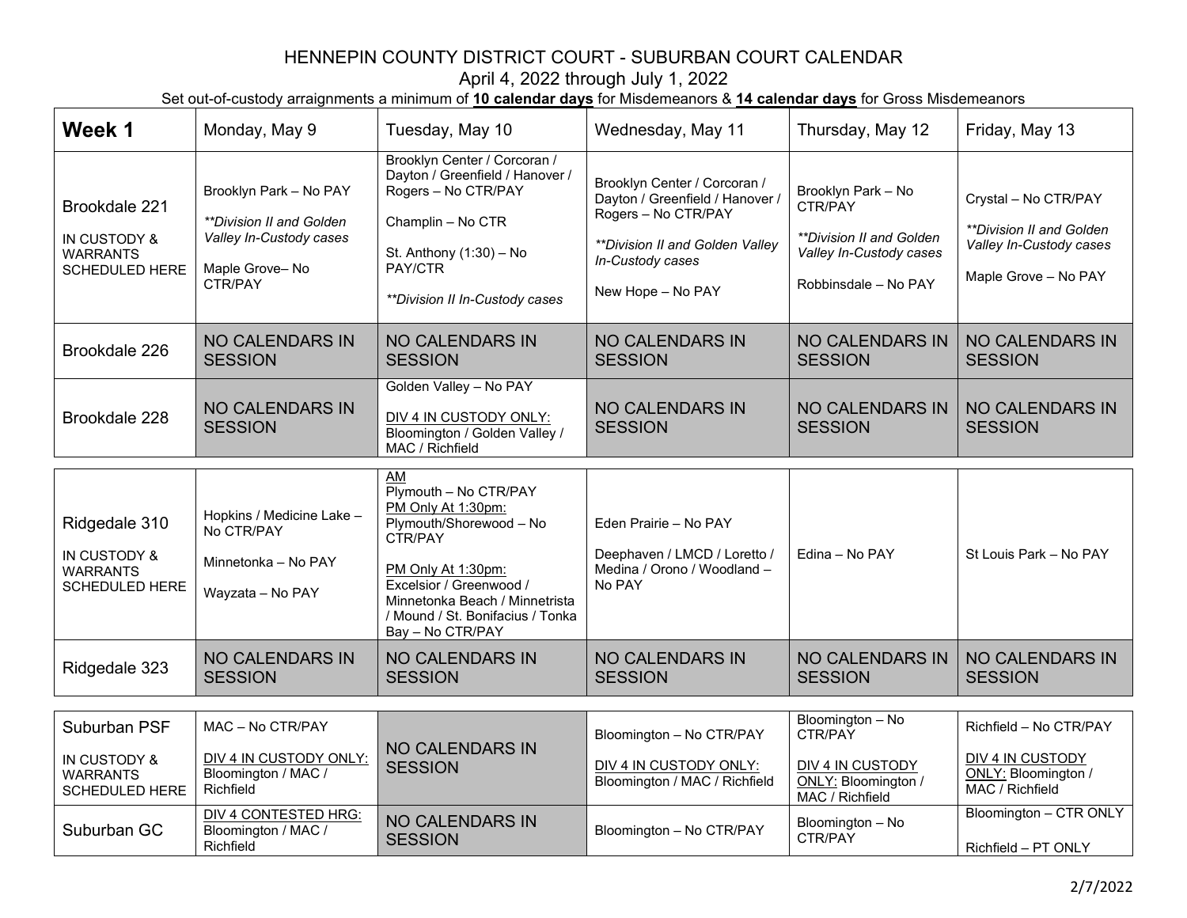# HENNEPIN COUNTY DISTRICT COURT - SUBURBAN COURT CALENDAR

April 4, 2022 through July 1, 2022

Set out-of-custody arraignments a minimum of **10 calendar days** for Misdemeanors & **14 calendar days** for Gross Misdemeanors

| **Week 1** | Monday, May 9 | Tuesday, May 10 | Wednesday, May 11 | Thursday, May 12 | Friday, May 13 |
|---|---|---|---|---|---|
| Brookdale 221<br><br>IN CUSTODY & WARRANTS SCHEDULED HERE | Brooklyn Park – No PAY<br><br>*\*\*Division II and Golden Valley In-Custody cases*<br><br>Maple Grove– No CTR/PAY | Brooklyn Center / Corcoran / Dayton / Greenfield / Hanover / Rogers – No CTR/PAY<br><br>Champlin – No CTR<br><br>St. Anthony (1:30) – No PAY/CTR<br><br>*\*\*Division II In-Custody cases* | Brooklyn Center / Corcoran / Dayton / Greenfield / Hanover / Rogers – No CTR/PAY<br><br>*\*\*Division II and Golden Valley In-Custody cases*<br><br>New Hope – No PAY | Brooklyn Park – No CTR/PAY<br><br>*\*\*Division II and Golden Valley In-Custody cases*<br><br>Robbinsdale – No PAY | Crystal – No CTR/PAY<br><br>*\*\*Division II and Golden Valley In-Custody cases*<br><br>Maple Grove – No PAY |
| Brookdale 226 | NO CALENDARS IN SESSION | NO CALENDARS IN SESSION | NO CALENDARS IN SESSION | NO CALENDARS IN SESSION | NO CALENDARS IN SESSION |
| Brookdale 228 | NO CALENDARS IN SESSION | Golden Valley – No PAY<br><br>DIV 4 IN CUSTODY ONLY: Bloomington / Golden Valley / MAC / Richfield | NO CALENDARS IN SESSION | NO CALENDARS IN SESSION | NO CALENDARS IN SESSION |
| Ridgedale 310<br><br>IN CUSTODY & WARRANTS SCHEDULED HERE | Hopkins / Medicine Lake – No CTR/PAY<br><br>Minnetonka – No PAY<br><br>Wayzata – No PAY | AM<br>Plymouth – No CTR/PAY<br>PM Only At 1:30pm:<br>Plymouth/Shorewood – No CTR/PAY<br><br>PM Only At 1:30pm:<br>Excelsior / Greenwood / Minnetonka Beach / Minnetrista / Mound / St. Bonifacius / Tonka Bay – No CTR/PAY | Eden Prairie – No PAY<br><br>Deephaven / LMCD / Loretto / Medina / Orono / Woodland – No PAY | Edina – No PAY | St Louis Park – No PAY |
| Ridgedale 323 | NO CALENDARS IN SESSION | NO CALENDARS IN SESSION | NO CALENDARS IN SESSION | NO CALENDARS IN SESSION | NO CALENDARS IN SESSION |
| Suburban PSF<br><br>IN CUSTODY & WARRANTS SCHEDULED HERE | MAC – No CTR/PAY<br><br>DIV 4 IN CUSTODY ONLY: Bloomington / MAC / Richfield | NO CALENDARS IN SESSION | Bloomington – No CTR/PAY<br><br>DIV 4 IN CUSTODY ONLY: Bloomington / MAC / Richfield | Bloomington – No CTR/PAY<br><br>DIV 4 IN CUSTODY ONLY: Bloomington / MAC / Richfield | Richfield – No CTR/PAY<br><br>DIV 4 IN CUSTODY ONLY: Bloomington / MAC / Richfield |
| Suburban GC | DIV 4 CONTESTED HRG: Bloomington / MAC / Richfield | NO CALENDARS IN SESSION | Bloomington – No CTR/PAY | Bloomington – No CTR/PAY | Bloomington – CTR ONLY<br><br>Richfield – PT ONLY |

2/7/2022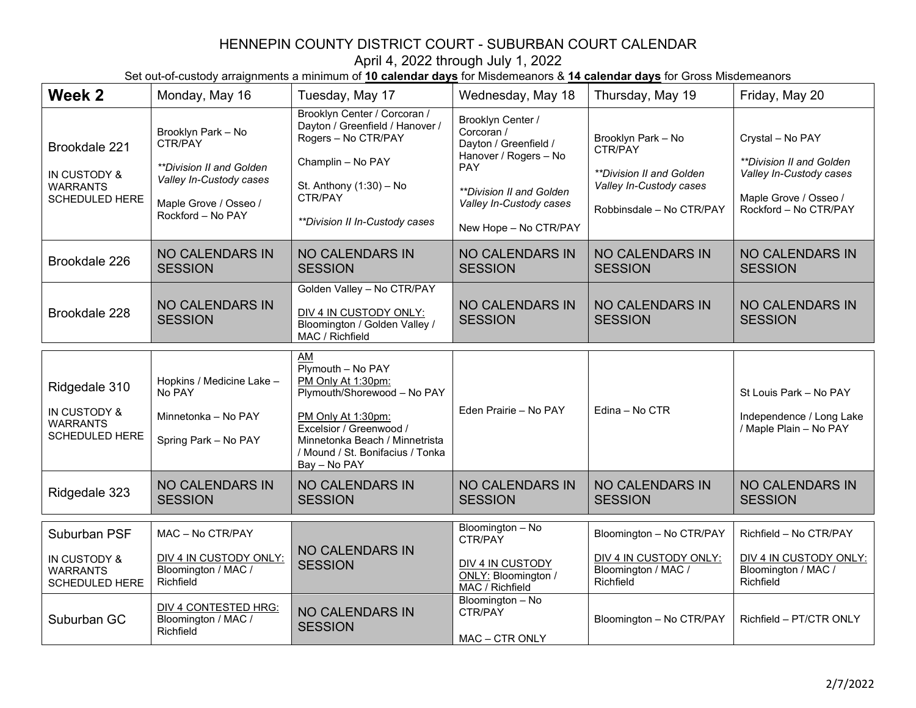# HENNEPIN COUNTY DISTRICT COURT - SUBURBAN COURT CALENDAR

April 4, 2022 through July 1, 2022

Set out-of-custody arraignments a minimum of **10 calendar days** for Misdemeanors & **14 calendar days** for Gross Misdemeanors

| **Week 2** | Monday, May 16 | Tuesday, May 17 | Wednesday, May 18 | Thursday, May 19 | Friday, May 20 |
|---|---|---|---|---|---|
| Brookdale 221<br><br>IN CUSTODY & WARRANTS SCHEDULED HERE | Brooklyn Park – No CTR/PAY<br><br>*\*\*Division II and Golden Valley In-Custody cases*<br><br>Maple Grove / Osseo / Rockford – No PAY | Brooklyn Center / Corcoran / Dayton / Greenfield / Hanover / Rogers – No CTR/PAY<br><br>Champlin – No PAY<br><br>St. Anthony (1:30) – No CTR/PAY<br><br>*\*\*Division II In-Custody cases* | Brooklyn Center / Corcoran / Dayton / Greenfield / Hanover / Rogers – No PAY<br><br>*\*\*Division II and Golden Valley In-Custody cases*<br><br>New Hope – No CTR/PAY | Brooklyn Park – No CTR/PAY<br><br>*\*\*Division II and Golden Valley In-Custody cases*<br><br>Robbinsdale – No CTR/PAY | Crystal – No PAY<br><br>*\*\*Division II and Golden Valley In-Custody cases*<br><br>Maple Grove / Osseo / Rockford – No CTR/PAY |
| Brookdale 226 | NO CALENDARS IN SESSION | NO CALENDARS IN SESSION | NO CALENDARS IN SESSION | NO CALENDARS IN SESSION | NO CALENDARS IN SESSION |
| Brookdale 228 | NO CALENDARS IN SESSION | Golden Valley – No CTR/PAY<br><br><u>DIV 4 IN CUSTODY ONLY:</u> Bloomington / Golden Valley / MAC / Richfield | NO CALENDARS IN SESSION | NO CALENDARS IN SESSION | NO CALENDARS IN SESSION |
| Ridgedale 310<br><br>IN CUSTODY & WARRANTS SCHEDULED HERE | Hopkins / Medicine Lake – No PAY<br><br>Minnetonka – No PAY<br><br>Spring Park – No PAY | <u>AM</u><br>Plymouth – No PAY<br><u>PM Only At 1:30pm:</u><br>Plymouth/Shorewood – No PAY<br><br><u>PM Only At 1:30pm:</u><br>Excelsior / Greenwood / Minnetonka Beach / Minnetrista / Mound / St. Bonifacius / Tonka Bay – No PAY | Eden Prairie – No PAY | Edina – No CTR | St Louis Park – No PAY<br><br>Independence / Long Lake / Maple Plain – No PAY |
| Ridgedale 323 | NO CALENDARS IN SESSION | NO CALENDARS IN SESSION | NO CALENDARS IN SESSION | NO CALENDARS IN SESSION | NO CALENDARS IN SESSION |
| Suburban PSF<br><br>IN CUSTODY & WARRANTS SCHEDULED HERE | MAC – No CTR/PAY<br><br><u>DIV 4 IN CUSTODY ONLY:</u> Bloomington / MAC / Richfield | NO CALENDARS IN SESSION | Bloomington – No CTR/PAY<br><br><u>DIV 4 IN CUSTODY ONLY:</u> Bloomington / MAC / Richfield | Bloomington – No CTR/PAY<br><br><u>DIV 4 IN CUSTODY ONLY:</u> Bloomington / MAC / Richfield | Richfield – No CTR/PAY<br><br><u>DIV 4 IN CUSTODY ONLY:</u> Bloomington / MAC / Richfield |
| Suburban GC | <u>DIV 4 CONTESTED HRG:</u> Bloomington / MAC / Richfield | NO CALENDARS IN SESSION | Bloomington – No CTR/PAY<br><br>MAC – CTR ONLY | Bloomington – No CTR/PAY | Richfield – PT/CTR ONLY |

2/7/2022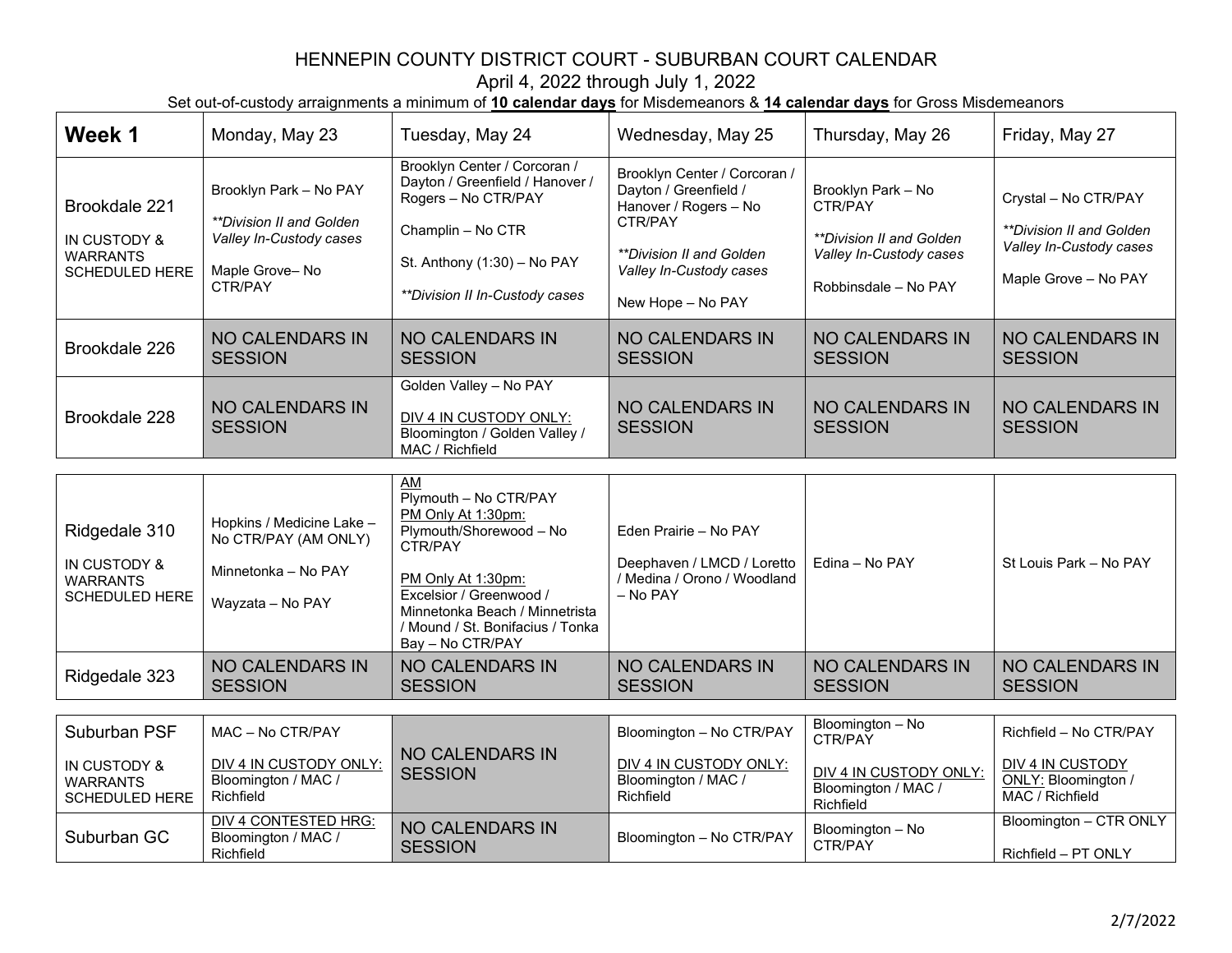# HENNEPIN COUNTY DISTRICT COURT - SUBURBAN COURT CALENDAR

April 4, 2022 through July 1, 2022

Set out-of-custody arraignments a minimum of **10 calendar days** for Misdemeanors & **14 calendar days** for Gross Misdemeanors

| **Week 1** | Monday, May 23 | Tuesday, May 24 | Wednesday, May 25 | Thursday, May 26 | Friday, May 27 |
|---|---|---|---|---|---|
| Brookdale 221<br><br>IN CUSTODY & WARRANTS SCHEDULED HERE | Brooklyn Park – No PAY<br><br>*\*\*Division II and Golden Valley In-Custody cases*<br><br>Maple Grove– No CTR/PAY | Brooklyn Center / Corcoran / Dayton / Greenfield / Hanover / Rogers – No CTR/PAY<br><br>Champlin – No CTR<br><br>St. Anthony (1:30) – No PAY<br><br>*\*\*Division II In-Custody cases* | Brooklyn Center / Corcoran / Dayton / Greenfield / Hanover / Rogers – No CTR/PAY<br><br>*\*\*Division II and Golden Valley In-Custody cases*<br><br>New Hope – No PAY | Brooklyn Park – No CTR/PAY<br><br>*\*\*Division II and Golden Valley In-Custody cases*<br><br>Robbinsdale – No PAY | Crystal – No CTR/PAY<br><br>*\*\*Division II and Golden Valley In-Custody cases*<br><br>Maple Grove – No PAY |
| Brookdale 226 | NO CALENDARS IN SESSION | NO CALENDARS IN SESSION | NO CALENDARS IN SESSION | NO CALENDARS IN SESSION | NO CALENDARS IN SESSION |
| Brookdale 228 | NO CALENDARS IN SESSION | Golden Valley – No PAY<br><br><u>DIV 4 IN CUSTODY ONLY:</u> Bloomington / Golden Valley / MAC / Richfield | NO CALENDARS IN SESSION | NO CALENDARS IN SESSION | NO CALENDARS IN SESSION |
| Ridgedale 310<br><br>IN CUSTODY & WARRANTS SCHEDULED HERE | Hopkins / Medicine Lake – No CTR/PAY (AM ONLY)<br><br>Minnetonka – No PAY<br><br>Wayzata – No PAY | <u>AM</u><br>Plymouth – No CTR/PAY<br><u>PM Only At 1:30pm:</u><br>Plymouth/Shorewood – No CTR/PAY<br><br><u>PM Only At 1:30pm:</u><br>Excelsior / Greenwood / Minnetonka Beach / Minnetrista / Mound / St. Bonifacius / Tonka Bay – No CTR/PAY | Eden Prairie – No PAY<br><br>Deephaven / LMCD / Loretto / Medina / Orono / Woodland – No PAY | Edina – No PAY | St Louis Park – No PAY |
| Ridgedale 323 | NO CALENDARS IN SESSION | NO CALENDARS IN SESSION | NO CALENDARS IN SESSION | NO CALENDARS IN SESSION | NO CALENDARS IN SESSION |
| Suburban PSF<br><br>IN CUSTODY & WARRANTS SCHEDULED HERE | MAC – No CTR/PAY<br><br><u>DIV 4 IN CUSTODY ONLY:</u> Bloomington / MAC / Richfield | NO CALENDARS IN SESSION | Bloomington – No CTR/PAY<br><br><u>DIV 4 IN CUSTODY ONLY:</u> Bloomington / MAC / Richfield | Bloomington – No CTR/PAY<br><br><u>DIV 4 IN CUSTODY ONLY:</u> Bloomington / MAC / Richfield | Richfield – No CTR/PAY<br><br><u>DIV 4 IN CUSTODY ONLY:</u> Bloomington / MAC / Richfield |
| Suburban GC | <u>DIV 4 CONTESTED HRG:</u> Bloomington / MAC / Richfield | NO CALENDARS IN SESSION | Bloomington – No CTR/PAY | Bloomington – No CTR/PAY | Bloomington – CTR ONLY<br><br>Richfield – PT ONLY |

2/7/2022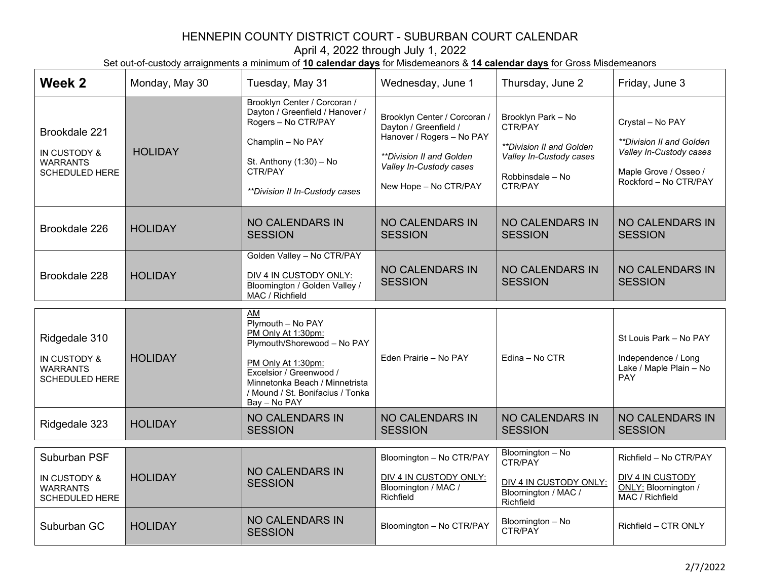# HENNEPIN COUNTY DISTRICT COURT - SUBURBAN COURT CALENDAR

April 4, 2022 through July 1, 2022

Set out-of-custody arraignments a minimum of **10 calendar days** for Misdemeanors & **14 calendar days** for Gross Misdemeanors

| **Week 2** | Monday, May 30 | Tuesday, May 31 | Wednesday, June 1 | Thursday, June 2 | Friday, June 3 |
|---|---|---|---|---|---|
| Brookdale 221<br><br>IN CUSTODY & WARRANTS SCHEDULED HERE | HOLIDAY | Brooklyn Center / Corcoran / Dayton / Greenfield / Hanover / Rogers – No CTR/PAY<br><br>Champlin – No PAY<br><br>St. Anthony (1:30) – No CTR/PAY<br><br>*\*\*Division II In-Custody cases* | Brooklyn Center / Corcoran / Dayton / Greenfield / Hanover / Rogers – No PAY<br><br>*\*\*Division II and Golden Valley In-Custody cases*<br><br>New Hope – No CTR/PAY | Brooklyn Park – No CTR/PAY<br><br>*\*\*Division II and Golden Valley In-Custody cases*<br><br>Robbinsdale – No CTR/PAY | Crystal – No PAY<br><br>*\*\*Division II and Golden Valley In-Custody cases*<br><br>Maple Grove / Osseo / Rockford – No CTR/PAY |
| Brookdale 226 | HOLIDAY | NO CALENDARS IN SESSION | NO CALENDARS IN SESSION | NO CALENDARS IN SESSION | NO CALENDARS IN SESSION |
| Brookdale 228 | HOLIDAY | Golden Valley – No CTR/PAY<br><br>DIV 4 IN CUSTODY ONLY: Bloomington / Golden Valley / MAC / Richfield | NO CALENDARS IN SESSION | NO CALENDARS IN SESSION | NO CALENDARS IN SESSION |
| Ridgedale 310<br><br>IN CUSTODY & WARRANTS SCHEDULED HERE | HOLIDAY | AM<br>Plymouth – No PAY<br>PM Only At 1:30pm:<br>Plymouth/Shorewood – No PAY<br><br>PM Only At 1:30pm:<br>Excelsior / Greenwood / Minnetonka Beach / Minnetrista / Mound / St. Bonifacius / Tonka Bay – No PAY | Eden Prairie – No PAY | Edina – No CTR | St Louis Park – No PAY<br><br>Independence / Long Lake / Maple Plain – No PAY |
| Ridgedale 323 | HOLIDAY | NO CALENDARS IN SESSION | NO CALENDARS IN SESSION | NO CALENDARS IN SESSION | NO CALENDARS IN SESSION |
| Suburban PSF<br><br>IN CUSTODY & WARRANTS SCHEDULED HERE | HOLIDAY | NO CALENDARS IN SESSION | Bloomington – No CTR/PAY<br><br>DIV 4 IN CUSTODY ONLY: Bloomington / MAC / Richfield | Bloomington – No CTR/PAY<br><br>DIV 4 IN CUSTODY ONLY: Bloomington / MAC / Richfield | Richfield – No CTR/PAY<br><br>DIV 4 IN CUSTODY ONLY: Bloomington / MAC / Richfield |
| Suburban GC | HOLIDAY | NO CALENDARS IN SESSION | Bloomington – No CTR/PAY | Bloomington – No CTR/PAY | Richfield – CTR ONLY |

2/7/2022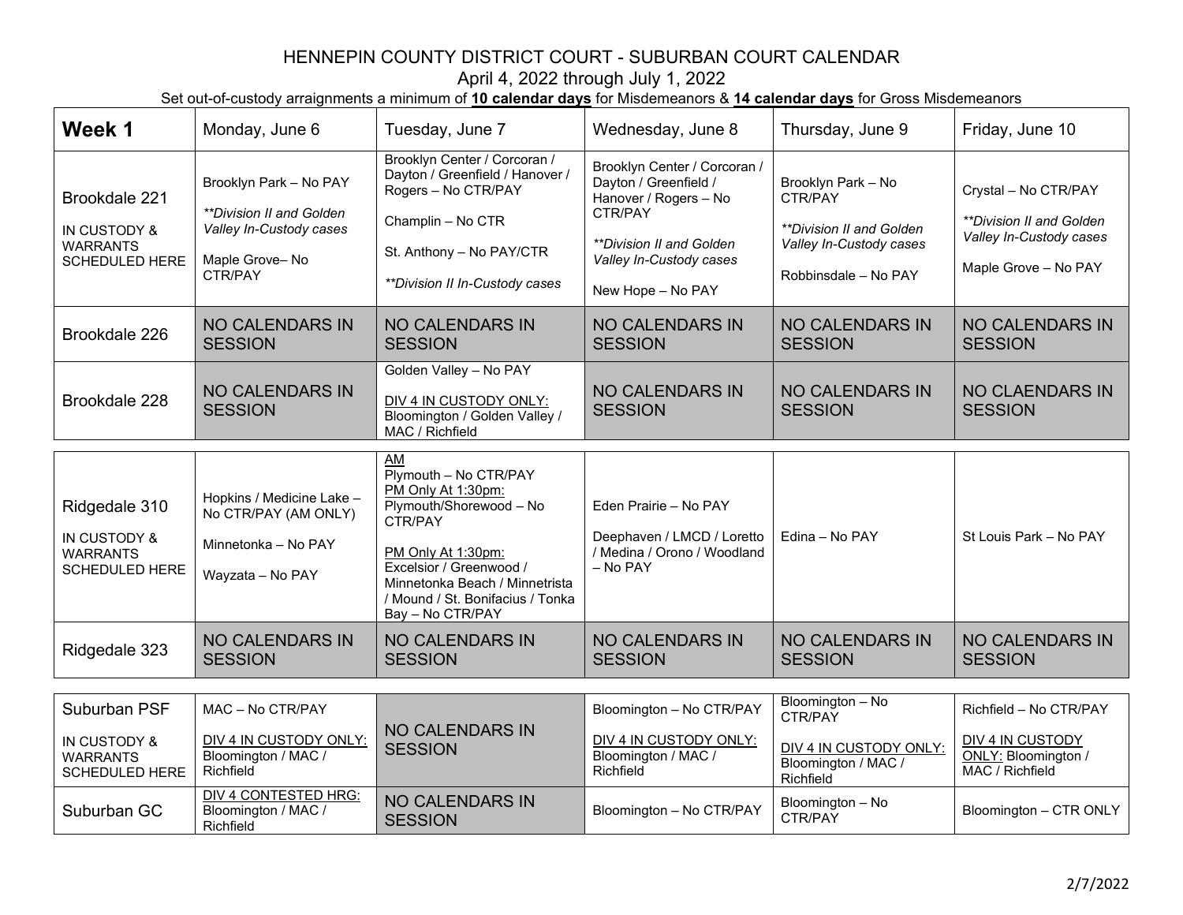# HENNEPIN COUNTY DISTRICT COURT - SUBURBAN COURT CALENDAR

April 4, 2022 through July 1, 2022

Set out-of-custody arraignments a minimum of **10 calendar days** for Misdemeanors & **14 calendar days** for Gross Misdemeanors

| **Week 1** | Monday, June 6 | Tuesday, June 7 | Wednesday, June 8 | Thursday, June 9 | Friday, June 10 |
|---|---|---|---|---|---|
| Brookdale 221<br><br>IN CUSTODY & WARRANTS SCHEDULED HERE | Brooklyn Park – No PAY<br><br>*\*\*Division II and Golden Valley In-Custody cases*<br><br>Maple Grove– No CTR/PAY | Brooklyn Center / Corcoran / Dayton / Greenfield / Hanover / Rogers – No CTR/PAY<br><br>Champlin – No CTR<br><br>St. Anthony – No PAY/CTR<br><br>*\*\*Division II In-Custody cases* | Brooklyn Center / Corcoran / Dayton / Greenfield / Hanover / Rogers – No CTR/PAY<br><br>*\*\*Division II and Golden Valley In-Custody cases*<br><br>New Hope – No PAY | Brooklyn Park – No CTR/PAY<br><br>*\*\*Division II and Golden Valley In-Custody cases*<br><br>Robbinsdale – No PAY | Crystal – No CTR/PAY<br><br>*\*\*Division II and Golden Valley In-Custody cases*<br><br>Maple Grove – No PAY |
| Brookdale 226 | NO CALENDARS IN SESSION | NO CALENDARS IN SESSION | NO CALENDARS IN SESSION | NO CALENDARS IN SESSION | NO CALENDARS IN SESSION |
| Brookdale 228 | NO CALENDARS IN SESSION | Golden Valley – No PAY<br><br>DIV 4 IN CUSTODY ONLY:<br>Bloomington / Golden Valley / MAC / Richfield | NO CALENDARS IN SESSION | NO CALENDARS IN SESSION | NO CLAENDARS IN SESSION |
| Ridgedale 310<br><br>IN CUSTODY & WARRANTS SCHEDULED HERE | Hopkins / Medicine Lake – No CTR/PAY (AM ONLY)<br><br>Minnetonka – No PAY<br><br>Wayzata – No PAY | AM<br>Plymouth – No CTR/PAY<br>PM Only At 1:30pm:<br>Plymouth/Shorewood – No CTR/PAY<br><br>PM Only At 1:30pm:<br>Excelsior / Greenwood / Minnetonka Beach / Minnetrista / Mound / St. Bonifacius / Tonka Bay – No CTR/PAY | Eden Prairie – No PAY<br><br>Deephaven / LMCD / Loretto / Medina / Orono / Woodland – No PAY | Edina – No PAY | St Louis Park – No PAY |
| Ridgedale 323 | NO CALENDARS IN SESSION | NO CALENDARS IN SESSION | NO CALENDARS IN SESSION | NO CALENDARS IN SESSION | NO CALENDARS IN SESSION |
| Suburban PSF<br><br>IN CUSTODY & WARRANTS SCHEDULED HERE | MAC – No CTR/PAY<br><br>DIV 4 IN CUSTODY ONLY:<br>Bloomington / MAC / Richfield | NO CALENDARS IN SESSION | Bloomington – No CTR/PAY<br><br>DIV 4 IN CUSTODY ONLY:<br>Bloomington / MAC / Richfield | Bloomington – No CTR/PAY<br><br>DIV 4 IN CUSTODY ONLY:<br>Bloomington / MAC / Richfield | Richfield – No CTR/PAY<br><br>DIV 4 IN CUSTODY ONLY: Bloomington / MAC / Richfield |
| Suburban GC | DIV 4 CONTESTED HRG:<br>Bloomington / MAC / Richfield | NO CALENDARS IN SESSION | Bloomington – No CTR/PAY | Bloomington – No CTR/PAY | Bloomington – CTR ONLY |

2/7/2022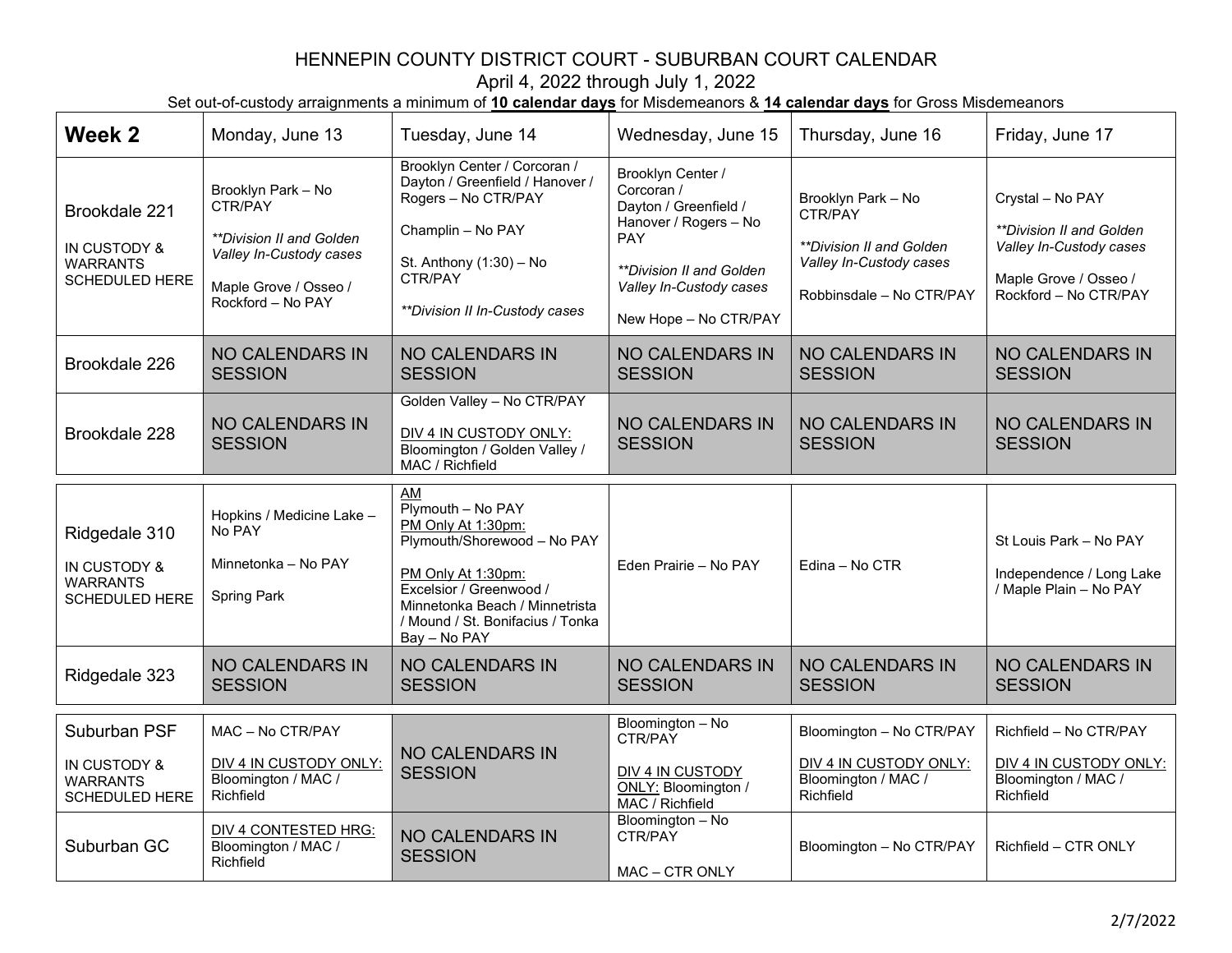# HENNEPIN COUNTY DISTRICT COURT - SUBURBAN COURT CALENDAR

April 4, 2022 through July 1, 2022

Set out-of-custody arraignments a minimum of **10 calendar days** for Misdemeanors & **14 calendar days** for Gross Misdemeanors

| **Week 2** | Monday, June 13 | Tuesday, June 14 | Wednesday, June 15 | Thursday, June 16 | Friday, June 17 |
|---|---|---|---|---|---|
| Brookdale 221<br><br>IN CUSTODY & WARRANTS SCHEDULED HERE | Brooklyn Park – No CTR/PAY<br><br>*\*\*Division II and Golden Valley In-Custody cases*<br><br>Maple Grove / Osseo / Rockford – No PAY | Brooklyn Center / Corcoran / Dayton / Greenfield / Hanover / Rogers – No CTR/PAY<br><br>Champlin – No PAY<br><br>St. Anthony (1:30) – No CTR/PAY<br><br>*\*\*Division II In-Custody cases* | Brooklyn Center / Corcoran / Dayton / Greenfield / Hanover / Rogers – No PAY<br><br>*\*\*Division II and Golden Valley In-Custody cases*<br><br>New Hope – No CTR/PAY | Brooklyn Park – No CTR/PAY<br><br>*\*\*Division II and Golden Valley In-Custody cases*<br><br>Robbinsdale – No CTR/PAY | Crystal – No PAY<br><br>*\*\*Division II and Golden Valley In-Custody cases*<br><br>Maple Grove / Osseo / Rockford – No CTR/PAY |
| Brookdale 226 | NO CALENDARS IN SESSION | NO CALENDARS IN SESSION | NO CALENDARS IN SESSION | NO CALENDARS IN SESSION | NO CALENDARS IN SESSION |
| Brookdale 228 | NO CALENDARS IN SESSION | Golden Valley – No CTR/PAY<br><br>DIV 4 IN CUSTODY ONLY: Bloomington / Golden Valley / MAC / Richfield | NO CALENDARS IN SESSION | NO CALENDARS IN SESSION | NO CALENDARS IN SESSION |
| Ridgedale 310<br><br>IN CUSTODY & WARRANTS SCHEDULED HERE | Hopkins / Medicine Lake – No PAY<br><br>Minnetonka – No PAY<br><br>Spring Park | AM<br>Plymouth – No PAY<br>PM Only At 1:30pm:<br>Plymouth/Shorewood – No PAY<br><br>PM Only At 1:30pm:<br>Excelsior / Greenwood / Minnetonka Beach / Minnetrista / Mound / St. Bonifacius / Tonka Bay – No PAY | Eden Prairie – No PAY | Edina – No CTR | St Louis Park – No PAY<br><br>Independence / Long Lake / Maple Plain – No PAY |
| Ridgedale 323 | NO CALENDARS IN SESSION | NO CALENDARS IN SESSION | NO CALENDARS IN SESSION | NO CALENDARS IN SESSION | NO CALENDARS IN SESSION |
| Suburban PSF<br><br>IN CUSTODY & WARRANTS SCHEDULED HERE | MAC – No CTR/PAY<br><br>DIV 4 IN CUSTODY ONLY: Bloomington / MAC / Richfield | NO CALENDARS IN SESSION | Bloomington – No CTR/PAY<br><br>DIV 4 IN CUSTODY ONLY: Bloomington / MAC / Richfield | Bloomington – No CTR/PAY<br><br>DIV 4 IN CUSTODY ONLY: Bloomington / MAC / Richfield | Richfield – No CTR/PAY<br><br>DIV 4 IN CUSTODY ONLY: Bloomington / MAC / Richfield |
| Suburban GC | DIV 4 CONTESTED HRG: Bloomington / MAC / Richfield | NO CALENDARS IN SESSION | Bloomington – No CTR/PAY<br><br>MAC – CTR ONLY | Bloomington – No CTR/PAY | Richfield – CTR ONLY |

2/7/2022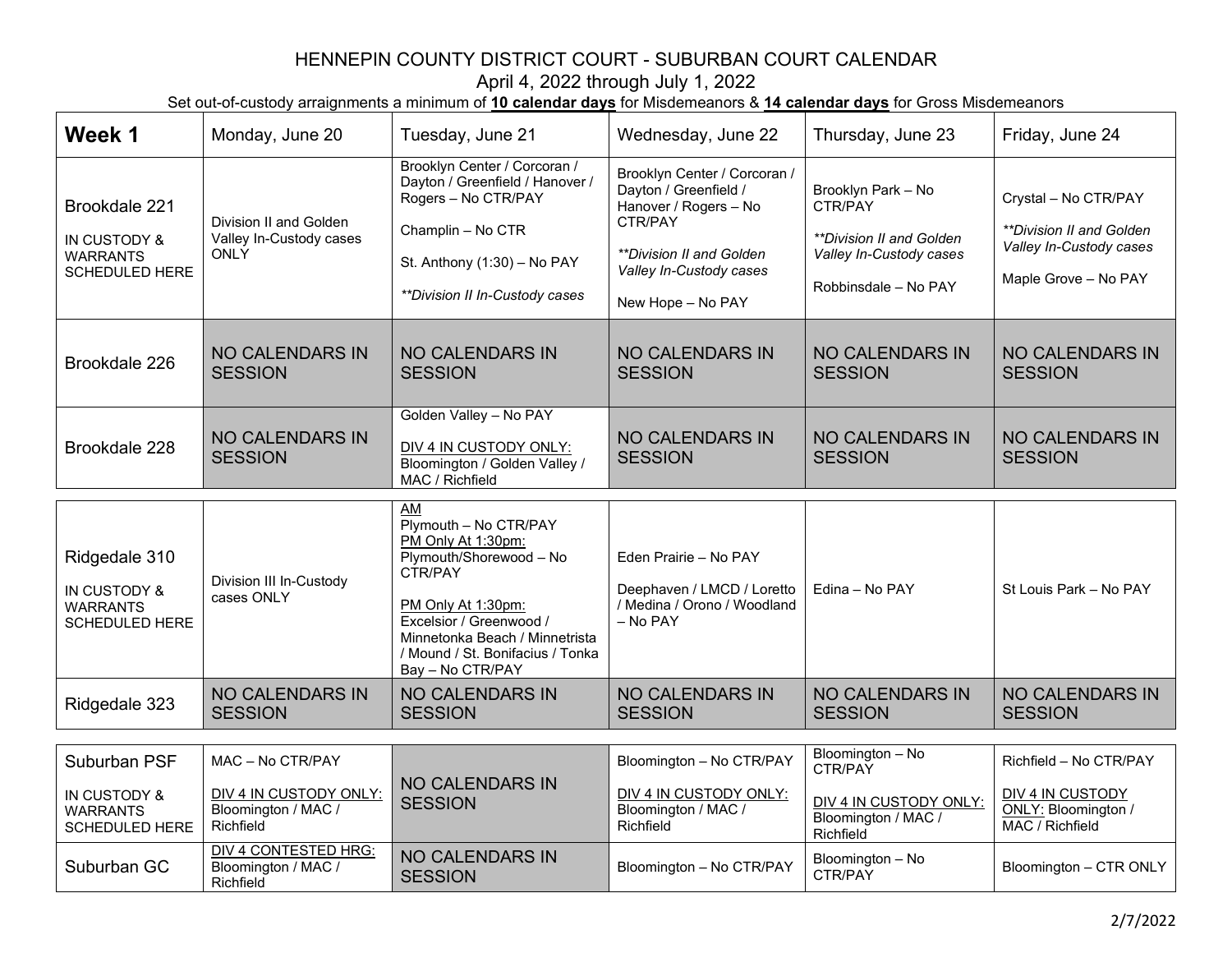# HENNEPIN COUNTY DISTRICT COURT - SUBURBAN COURT CALENDAR

April 4, 2022 through July 1, 2022

Set out-of-custody arraignments a minimum of **10 calendar days** for Misdemeanors & **14 calendar days** for Gross Misdemeanors

| **Week 1** | Monday, June 20 | Tuesday, June 21 | Wednesday, June 22 | Thursday, June 23 | Friday, June 24 |
|---|---|---|---|---|---|
| Brookdale 221<br>IN CUSTODY & WARRANTS SCHEDULED HERE | Division II and Golden Valley In-Custody cases ONLY | Brooklyn Center / Corcoran / Dayton / Greenfield / Hanover / Rogers – No CTR/PAY<br>Champlin – No CTR<br>St. Anthony (1:30) – No PAY<br>*\*\*Division II In-Custody cases* | Brooklyn Center / Corcoran / Dayton / Greenfield / Hanover / Rogers – No CTR/PAY<br>*\*\*Division II and Golden Valley In-Custody cases*<br>New Hope – No PAY | Brooklyn Park – No CTR/PAY<br>*\*\*Division II and Golden Valley In-Custody cases*<br>Robbinsdale – No PAY | Crystal – No CTR/PAY<br>*\*\*Division II and Golden Valley In-Custody cases*<br>Maple Grove – No PAY |
| Brookdale 226 | NO CALENDARS IN SESSION | NO CALENDARS IN SESSION | NO CALENDARS IN SESSION | NO CALENDARS IN SESSION | NO CALENDARS IN SESSION |
| Brookdale 228 | NO CALENDARS IN SESSION | Golden Valley – No PAY<br>DIV 4 IN CUSTODY ONLY: Bloomington / Golden Valley / MAC / Richfield | NO CALENDARS IN SESSION | NO CALENDARS IN SESSION | NO CALENDARS IN SESSION |
| Ridgedale 310<br>IN CUSTODY & WARRANTS SCHEDULED HERE | Division III In-Custody cases ONLY | AM<br>Plymouth – No CTR/PAY<br>PM Only At 1:30pm:<br>Plymouth/Shorewood – No CTR/PAY<br>PM Only At 1:30pm:<br>Excelsior / Greenwood / Minnetonka Beach / Minnetrista / Mound / St. Bonifacius / Tonka Bay – No CTR/PAY | Eden Prairie – No PAY<br>Deephaven / LMCD / Loretto / Medina / Orono / Woodland – No PAY | Edina – No PAY | St Louis Park – No PAY |
| Ridgedale 323 | NO CALENDARS IN SESSION | NO CALENDARS IN SESSION | NO CALENDARS IN SESSION | NO CALENDARS IN SESSION | NO CALENDARS IN SESSION |
| Suburban PSF<br>IN CUSTODY & WARRANTS SCHEDULED HERE | MAC – No CTR/PAY<br>DIV 4 IN CUSTODY ONLY: Bloomington / MAC / Richfield | NO CALENDARS IN SESSION | Bloomington – No CTR/PAY<br>DIV 4 IN CUSTODY ONLY: Bloomington / MAC / Richfield | Bloomington – No CTR/PAY<br>DIV 4 IN CUSTODY ONLY: Bloomington / MAC / Richfield | Richfield – No CTR/PAY<br>DIV 4 IN CUSTODY ONLY: Bloomington / MAC / Richfield |
| Suburban GC | DIV 4 CONTESTED HRG: Bloomington / MAC / Richfield | NO CALENDARS IN SESSION | Bloomington – No CTR/PAY | Bloomington – No CTR/PAY | Bloomington – CTR ONLY |

2/7/2022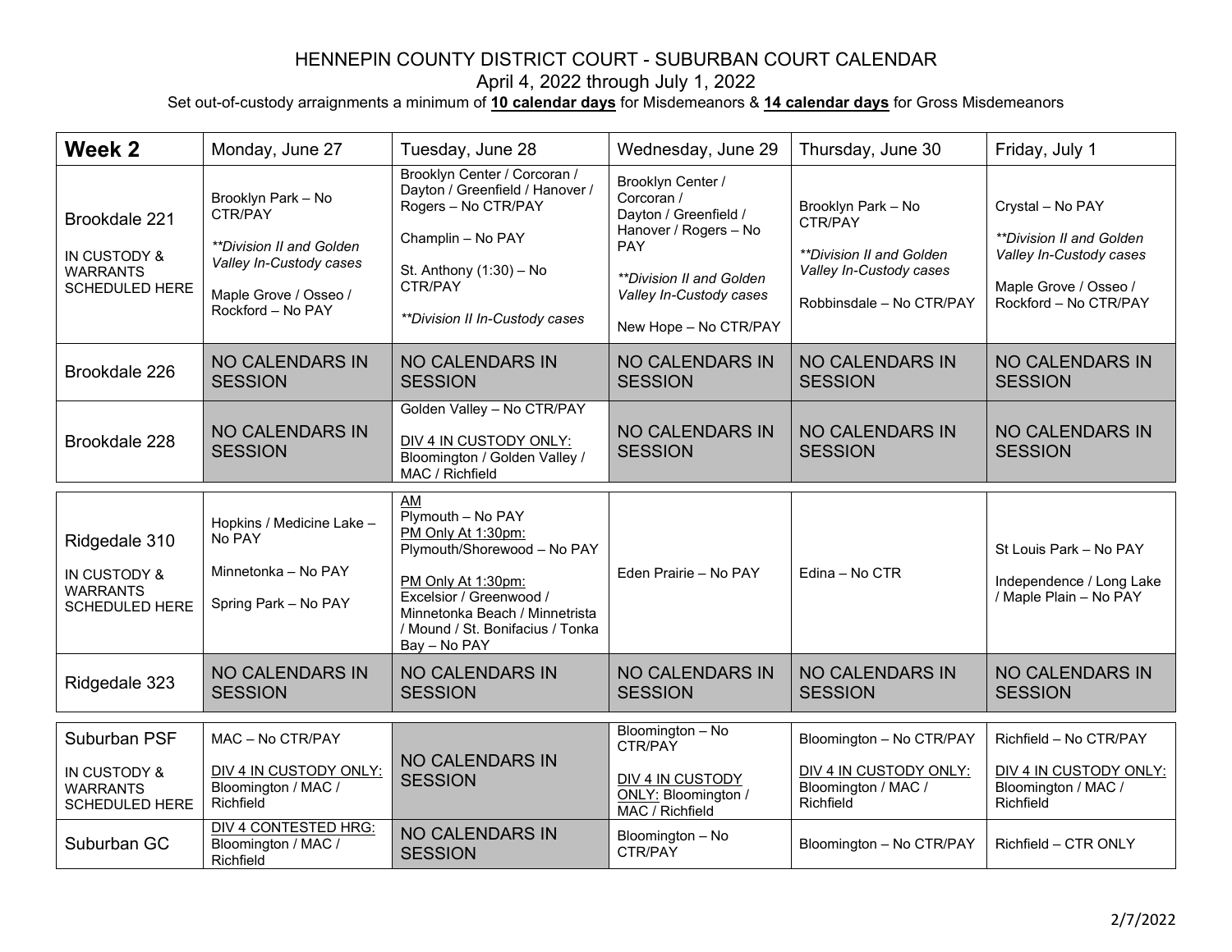HENNEPIN COUNTY DISTRICT COURT - SUBURBAN COURT CALENDAR

April 4, 2022 through July 1, 2022

Set out-of-custody arraignments a minimum of **10 calendar days** for Misdemeanors & **14 calendar days** for Gross Misdemeanors

| **Week 2** | Monday, June 27 | Tuesday, June 28 | Wednesday, June 29 | Thursday, June 30 | Friday, July 1 |
|---|---|---|---|---|---|
| Brookdale 221<br><br>IN CUSTODY & WARRANTS SCHEDULED HERE | Brooklyn Park – No CTR/PAY<br><br>*\*\*Division II and Golden Valley In-Custody cases*<br><br>Maple Grove / Osseo / Rockford – No PAY | Brooklyn Center / Corcoran / Dayton / Greenfield / Hanover / Rogers – No CTR/PAY<br><br>Champlin – No PAY<br><br>St. Anthony (1:30) – No CTR/PAY<br><br>*\*\*Division II In-Custody cases* | Brooklyn Center / Corcoran / Dayton / Greenfield / Hanover / Rogers – No PAY<br><br>*\*\*Division II and Golden Valley In-Custody cases*<br><br>New Hope – No CTR/PAY | Brooklyn Park – No CTR/PAY<br><br>*\*\*Division II and Golden Valley In-Custody cases*<br><br>Robbinsdale – No CTR/PAY | Crystal – No PAY<br><br>*\*\*Division II and Golden Valley In-Custody cases*<br><br>Maple Grove / Osseo / Rockford – No CTR/PAY |
| Brookdale 226 | NO CALENDARS IN SESSION | NO CALENDARS IN SESSION | NO CALENDARS IN SESSION | NO CALENDARS IN SESSION | NO CALENDARS IN SESSION |
| Brookdale 228 | NO CALENDARS IN SESSION | Golden Valley – No CTR/PAY<br><br><u>DIV 4 IN CUSTODY ONLY:</u> Bloomington / Golden Valley / MAC / Richfield | NO CALENDARS IN SESSION | NO CALENDARS IN SESSION | NO CALENDARS IN SESSION |
| Ridgedale 310<br><br>IN CUSTODY & WARRANTS SCHEDULED HERE | Hopkins / Medicine Lake – No PAY<br><br>Minnetonka – No PAY<br><br>Spring Park – No PAY | <u>AM</u><br>Plymouth – No PAY<br><u>PM Only At 1:30pm:</u><br>Plymouth/Shorewood – No PAY<br><br><u>PM Only At 1:30pm:</u><br>Excelsior / Greenwood / Minnetonka Beach / Minnetrista / Mound / St. Bonifacius / Tonka Bay – No PAY | Eden Prairie – No PAY | Edina – No CTR | St Louis Park – No PAY<br><br>Independence / Long Lake / Maple Plain – No PAY |
| Ridgedale 323 | NO CALENDARS IN SESSION | NO CALENDARS IN SESSION | NO CALENDARS IN SESSION | NO CALENDARS IN SESSION | NO CALENDARS IN SESSION |
| Suburban PSF<br><br>IN CUSTODY & WARRANTS SCHEDULED HERE | MAC – No CTR/PAY<br><br><u>DIV 4 IN CUSTODY ONLY:</u> Bloomington / MAC / Richfield | NO CALENDARS IN SESSION | Bloomington – No CTR/PAY<br><br><u>DIV 4 IN CUSTODY ONLY:</u> Bloomington / MAC / Richfield | Bloomington – No CTR/PAY<br><br><u>DIV 4 IN CUSTODY ONLY:</u> Bloomington / MAC / Richfield | Richfield – No CTR/PAY<br><br><u>DIV 4 IN CUSTODY ONLY:</u> Bloomington / MAC / Richfield |
| Suburban GC | <u>DIV 4 CONTESTED HRG:</u> Bloomington / MAC / Richfield | NO CALENDARS IN SESSION | Bloomington – No CTR/PAY | Bloomington – No CTR/PAY | Richfield – CTR ONLY |

2/7/2022